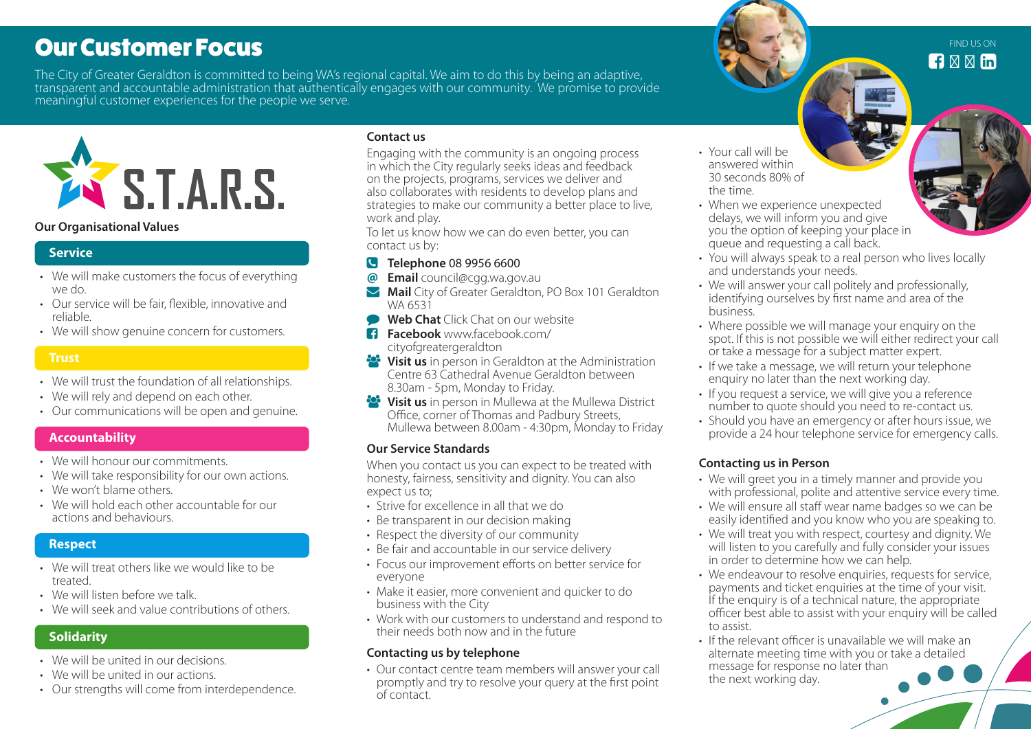# Our Customer Focus

The City of Greater Geraldton is committed to being WA's regional capital. We aim to do this by being an adaptive, transparent and accountable administration that authentically engages with our community. We promise to provide meaningful customer experiences for the people we serve.

FIND US ON

S.T.A.R.S.

**Our Organisational Values**

## Service

- We will make customers the focus of everything we do.
- Our service will be fair, flexible, innovative and reliable.
- We will show genuine concern for customers.

## Trust

- We will trust the foundation of all relationships.
- We will rely and depend on each other.
- Our communications will be open and genuine.

## Accountability

- We will honour our commitments.
- We will take responsibility for our own actions.
- We won't blame others.
- We will hold each other accountable for our actions and behaviours.

## Respect

- We will treat others like we would like to be treated.
- We will listen before we talk.
- We will seek and value contributions of others.

## Solidarity

- We will be united in our decisions.
- We will be united in our actions.
- Our strengths will come from interdependence.

## Contact us

Engaging with the community is an ongoing process in which the City regularly seeks ideas and feedback on the projects, programs, services we deliver and also collaborates with residents to develop plans and strategies to make our community a better place to live, work and play.

To let us know how we can do even better, you can contact us by:

- **Telephone** 08 9956 6600
- **Email** council@cgg.wa.gov.au
- **Mail** City of Greater Geraldton, PO Box 101 Geraldton WA 6531
- **Web Chat** Click Chat on our website
- **Facebook** www.facebook.com/cityofgreatergeraldton
- **Visit us** in person in Geraldton at the Administration Centre 63 Cathedral Avenue Geraldton between 8.30am - 5pm, Monday to Friday.
- **Visit us** in person in Mullewa at the Mullewa District Office, corner of Thomas and Padbury Streets, Mullewa between 8.00am - 4:30pm, Monday to Friday

## Our Service Standards

When you contact us you can expect to be treated with honesty, fairness, sensitivity and dignity. You can also expect us to;

- Strive for excellence in all that we do
- Be transparent in our decision making
- Respect the diversity of our community
- Be fair and accountable in our service delivery
- Focus our improvement efforts on better service for everyone
- Make it easier, more convenient and quicker to do business with the City
- Work with our customers to understand and respond to their needs both now and in the future

## Contacting us by telephone

- Our contact centre team members will answer your call promptly and try to resolve your query at the first point of contact.
- Your call will be answered within 30 seconds 80% of the time.
- When we experience unexpected delays, we will inform you and give you the option of keeping your place in queue and requesting a call back.
- You will always speak to a real person who lives locally and understands your needs.
- We will answer your call politely and professionally, identifying ourselves by first name and area of the business.
- Where possible we will manage your enquiry on the spot. If this is not possible we will either redirect your call or take a message for a subject matter expert.
- If we take a message, we will return your telephone enquiry no later than the next working day.
- If you request a service, we will give you a reference number to quote should you need to re-contact us.
- Should you have an emergency or after hours issue, we provide a 24 hour telephone service for emergency calls.

## Contacting us in Person

- We will greet you in a timely manner and provide you with professional, polite and attentive service every time.
- We will ensure all staff wear name badges so we can be easily identified and you know who you are speaking to.
- We will treat you with respect, courtesy and dignity. We will listen to you carefully and fully consider your issues in order to determine how we can help.
- We endeavour to resolve enquiries, requests for service, payments and ticket enquiries at the time of your visit. If the enquiry is of a technical nature, the appropriate officer best able to assist with your enquiry will be called to assist.
- If the relevant officer is unavailable we will make an alternate meeting time with you or take a detailed message for response no later than the next working day.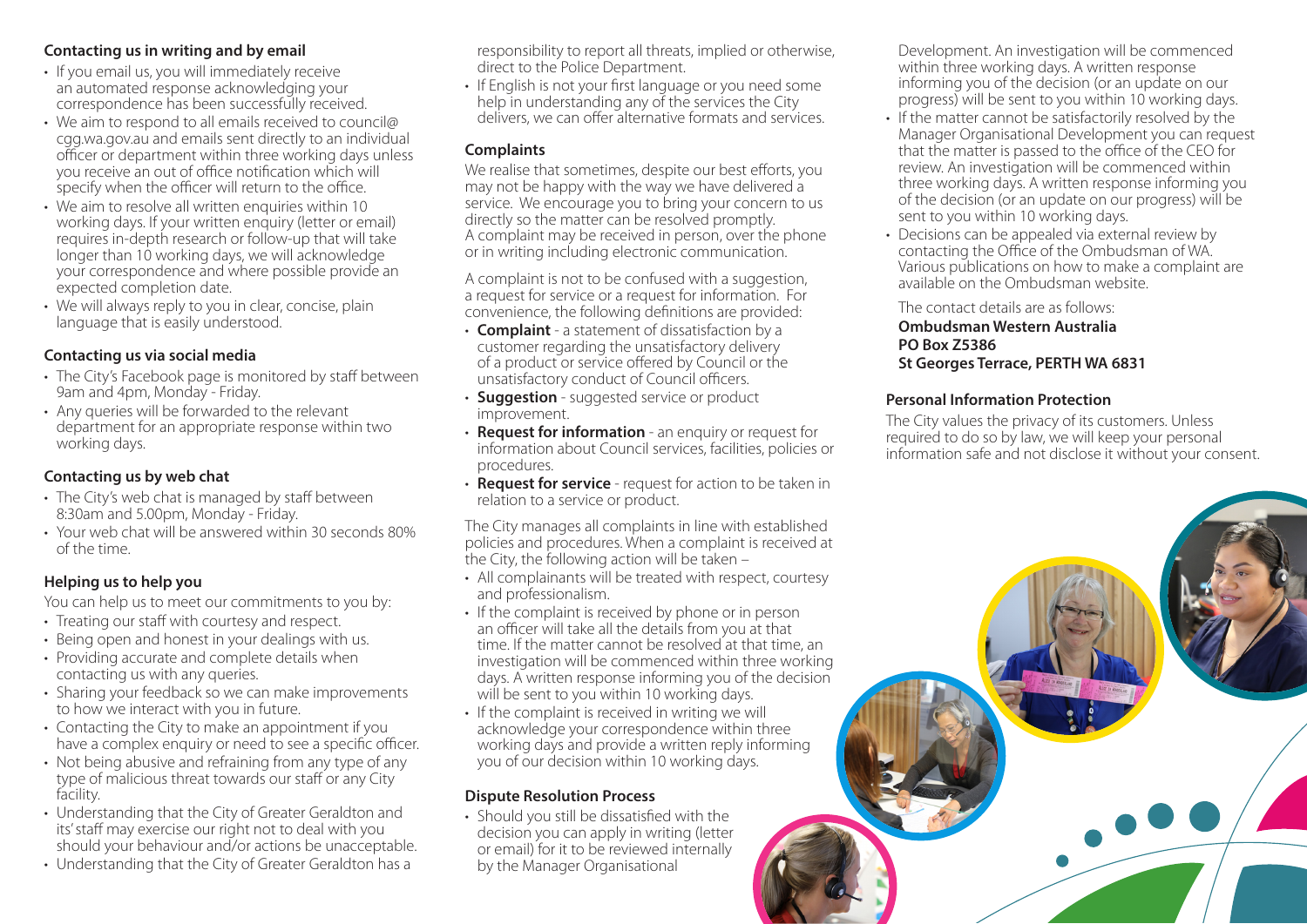### Contacting us in writing and by email

- If you email us, you will immediately receive an automated response acknowledging your correspondence has been successfully received.
- We aim to respond to all emails received to council@cgg.wa.gov.au and emails sent directly to an individual officer or department within three working days unless you receive an out of office notification which will specify when the officer will return to the office.
- We aim to resolve all written enquiries within 10 working days. If your written enquiry (letter or email) requires in-depth research or follow-up that will take longer than 10 working days, we will acknowledge your correspondence and where possible provide an expected completion date.
- We will always reply to you in clear, concise, plain language that is easily understood.

### Contacting us via social media

- The City's Facebook page is monitored by staff between 9am and 4pm, Monday - Friday.
- Any queries will be forwarded to the relevant department for an appropriate response within two working days.

### Contacting us by web chat

- The City's web chat is managed by staff between 8:30am and 5.00pm, Monday - Friday.
- Your web chat will be answered within 30 seconds 80% of the time.

### Helping us to help you

You can help us to meet our commitments to you by:

- Treating our staff with courtesy and respect.
- Being open and honest in your dealings with us.
- Providing accurate and complete details when contacting us with any queries.
- Sharing your feedback so we can make improvements to how we interact with you in future.
- Contacting the City to make an appointment if you have a complex enquiry or need to see a specific officer.
- Not being abusive and refraining from any type of any type of malicious threat towards our staff or any City facility.
- Understanding that the City of Greater Geraldton and its' staff may exercise our right not to deal with you should your behaviour and/or actions be unacceptable.
- Understanding that the City of Greater Geraldton has a responsibility to report all threats, implied or otherwise, direct to the Police Department.
- If English is not your first language or you need some help in understanding any of the services the City delivers, we can offer alternative formats and services.

### Complaints

We realise that sometimes, despite our best efforts, you may not be happy with the way we have delivered a service. We encourage you to bring your concern to us directly so the matter can be resolved promptly. A complaint may be received in person, over the phone or in writing including electronic communication.

A complaint is not to be confused with a suggestion, a request for service or a request for information. For convenience, the following definitions are provided:

- **Complaint** - a statement of dissatisfaction by a customer regarding the unsatisfactory delivery of a product or service offered by Council or the unsatisfactory conduct of Council officers.
- **Suggestion** - suggested service or product improvement.
- **Request for information** - an enquiry or request for information about Council services, facilities, policies or procedures.
- **Request for service** - request for action to be taken in relation to a service or product.

The City manages all complaints in line with established policies and procedures. When a complaint is received at the City, the following action will be taken –

- All complainants will be treated with respect, courtesy and professionalism.
- If the complaint is received by phone or in person an officer will take all the details from you at that time. If the matter cannot be resolved at that time, an investigation will be commenced within three working days. A written response informing you of the decision will be sent to you within 10 working days.
- If the complaint is received in writing we will acknowledge your correspondence within three working days and provide a written reply informing you of our decision within 10 working days.

### Dispute Resolution Process

- Should you still be dissatisfied with the decision you can apply in writing (letter or email) for it to be reviewed internally by the Manager Organisational Development. An investigation will be commenced within three working days. A written response informing you of the decision (or an update on our progress) will be sent to you within 10 working days.
- If the matter cannot be satisfactorily resolved by the Manager Organisational Development you can request that the matter is passed to the office of the CEO for review. An investigation will be commenced within three working days. A written response informing you of the decision (or an update on our progress) will be sent to you within 10 working days.
- Decisions can be appealed via external review by contacting the Office of the Ombudsman of WA. Various publications on how to make a complaint are available on the Ombudsman website.

The contact details are as follows:

**Ombudsman Western Australia**
**PO Box Z5386**
**St Georges Terrace, PERTH WA 6831**

### Personal Information Protection

The City values the privacy of its customers. Unless required to do so by law, we will keep your personal information safe and not disclose it without your consent.